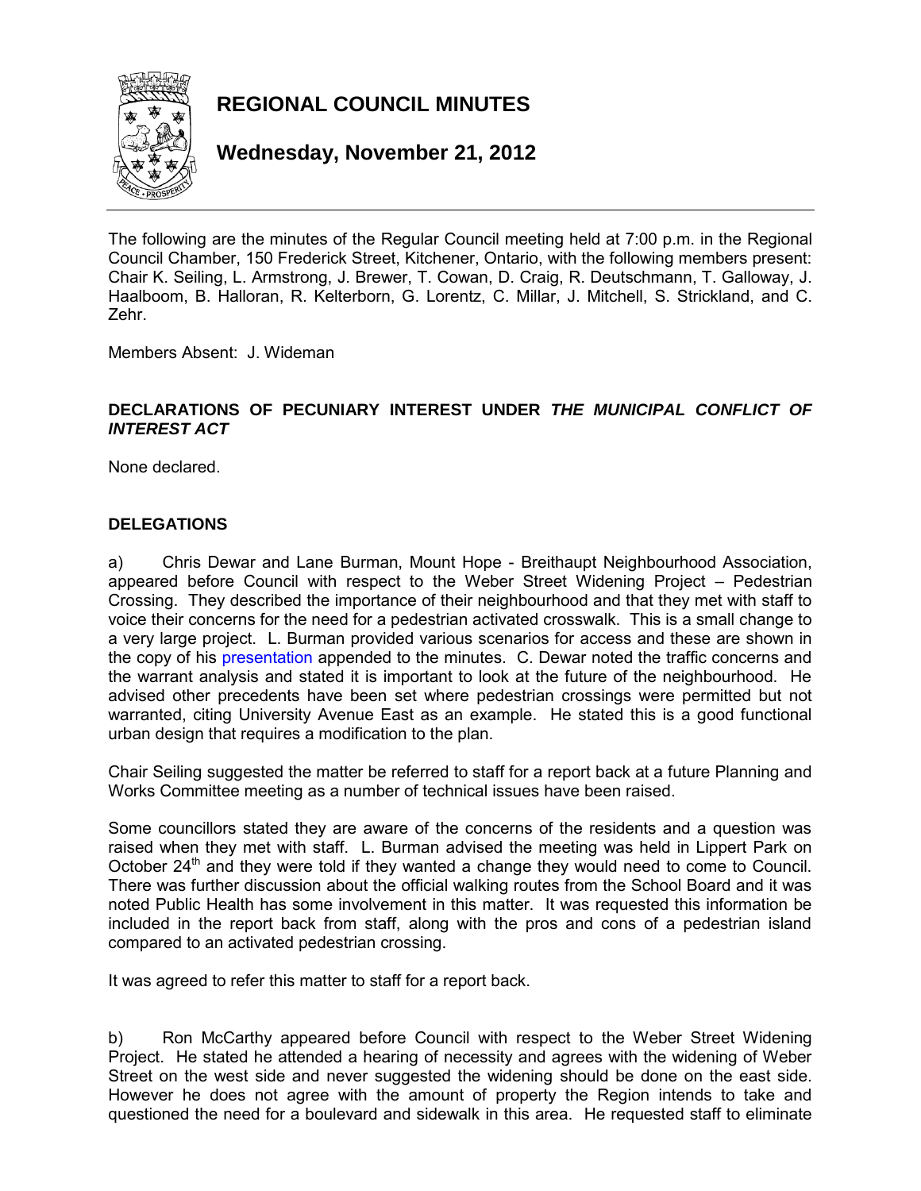# REGIONAL COUNCIL MINUTES

## Wednesday, November 21, 2012

The following are the minutes of the Regular Council meeting held at 7:00 p.m. in the Regional Council Chamber, 150 Frederick Street, Kitchener, Ontario, with the following members present: Chair K. Seiling, L. Armstrong, J. Brewer, T. Cowan, D. Craig, R. Deutschmann, T. Galloway, J. Haalboom, B. Halloran, R. Kelterborn, G. Lorentz, C. Millar, J. Mitchell, S. Strickland, and C. Zehr.

Members Absent: J. Wideman

**DECLARATIONS OF PECUNIARY INTEREST UNDER *THE MUNICIPAL CONFLICT OF INTEREST ACT***

None declared.

**DELEGATIONS**

a) Chris Dewar and Lane Burman, Mount Hope - Breithaupt Neighbourhood Association, appeared before Council with respect to the Weber Street Widening Project – Pedestrian Crossing. They described the importance of their neighbourhood and that they met with staff to voice their concerns for the need for a pedestrian activated crosswalk. This is a small change to a very large project. L. Burman provided various scenarios for access and these are shown in the copy of his presentation appended to the minutes. C. Dewar noted the traffic concerns and the warrant analysis and stated it is important to look at the future of the neighbourhood. He advised other precedents have been set where pedestrian crossings were permitted but not warranted, citing University Avenue East as an example. He stated this is a good functional urban design that requires a modification to the plan.

Chair Seiling suggested the matter be referred to staff for a report back at a future Planning and Works Committee meeting as a number of technical issues have been raised.

Some councillors stated they are aware of the concerns of the residents and a question was raised when they met with staff. L. Burman advised the meeting was held in Lippert Park on October 24th and they were told if they wanted a change they would need to come to Council. There was further discussion about the official walking routes from the School Board and it was noted Public Health has some involvement in this matter. It was requested this information be included in the report back from staff, along with the pros and cons of a pedestrian island compared to an activated pedestrian crossing.

It was agreed to refer this matter to staff for a report back.

b) Ron McCarthy appeared before Council with respect to the Weber Street Widening Project. He stated he attended a hearing of necessity and agrees with the widening of Weber Street on the west side and never suggested the widening should be done on the east side. However he does not agree with the amount of property the Region intends to take and questioned the need for a boulevard and sidewalk in this area. He requested staff to eliminate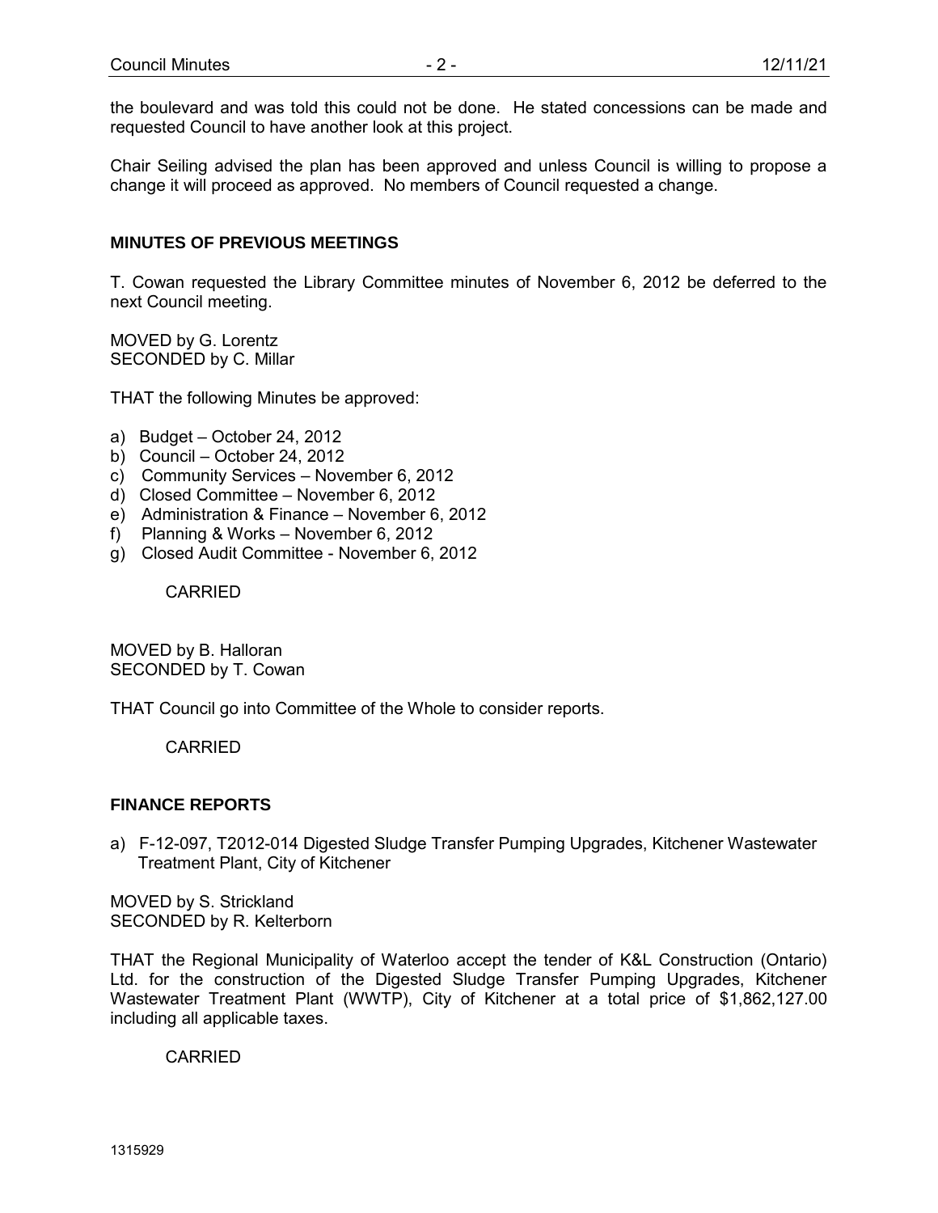the boulevard and was told this could not be done. He stated concessions can be made and requested Council to have another look at this project.

Chair Seiling advised the plan has been approved and unless Council is willing to propose a change it will proceed as approved. No members of Council requested a change.

## MINUTES OF PREVIOUS MEETINGS

T. Cowan requested the Library Committee minutes of November 6, 2012 be deferred to the next Council meeting.

MOVED by G. Lorentz
SECONDED by C. Millar

THAT the following Minutes be approved:

a) Budget – October 24, 2012
b) Council – October 24, 2012
c) Community Services – November 6, 2012
d) Closed Committee – November 6, 2012
e) Administration & Finance – November 6, 2012
f) Planning & Works – November 6, 2012
g) Closed Audit Committee - November 6, 2012

CARRIED

MOVED by B. Halloran
SECONDED by T. Cowan

THAT Council go into Committee of the Whole to consider reports.

CARRIED

## FINANCE REPORTS

a) F-12-097, T2012-014 Digested Sludge Transfer Pumping Upgrades, Kitchener Wastewater Treatment Plant, City of Kitchener

MOVED by S. Strickland
SECONDED by R. Kelterborn

THAT the Regional Municipality of Waterloo accept the tender of K&L Construction (Ontario) Ltd. for the construction of the Digested Sludge Transfer Pumping Upgrades, Kitchener Wastewater Treatment Plant (WWTP), City of Kitchener at a total price of $1,862,127.00 including all applicable taxes.

CARRIED

1315929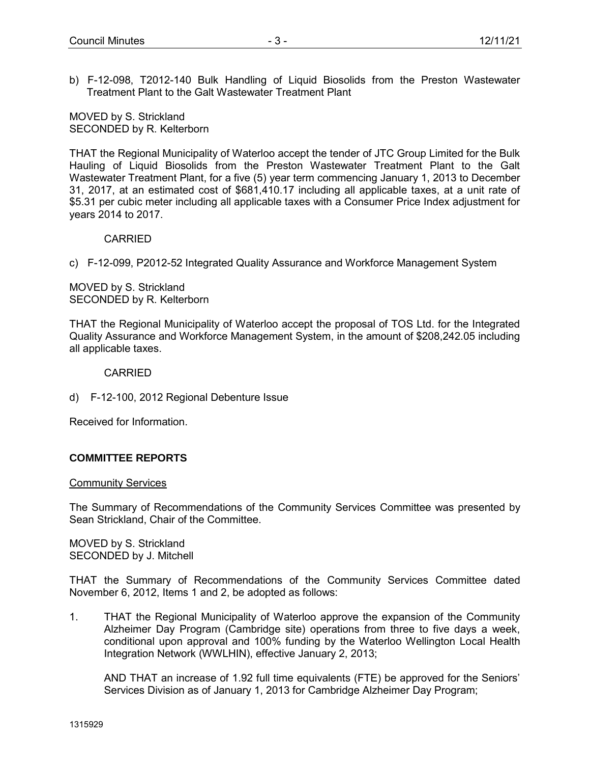b) F-12-098, T2012-140 Bulk Handling of Liquid Biosolids from the Preston Wastewater Treatment Plant to the Galt Wastewater Treatment Plant

MOVED by S. Strickland
SECONDED by R. Kelterborn

THAT the Regional Municipality of Waterloo accept the tender of JTC Group Limited for the Bulk Hauling of Liquid Biosolids from the Preston Wastewater Treatment Plant to the Galt Wastewater Treatment Plant, for a five (5) year term commencing January 1, 2013 to December 31, 2017, at an estimated cost of $681,410.17 including all applicable taxes, at a unit rate of $5.31 per cubic meter including all applicable taxes with a Consumer Price Index adjustment for years 2014 to 2017.

CARRIED

c) F-12-099, P2012-52 Integrated Quality Assurance and Workforce Management System

MOVED by S. Strickland
SECONDED by R. Kelterborn

THAT the Regional Municipality of Waterloo accept the proposal of TOS Ltd. for the Integrated Quality Assurance and Workforce Management System, in the amount of $208,242.05 including all applicable taxes.

CARRIED

d) F-12-100, 2012 Regional Debenture Issue

Received for Information.

## COMMITTEE REPORTS

Community Services

The Summary of Recommendations of the Community Services Committee was presented by Sean Strickland, Chair of the Committee.

MOVED by S. Strickland
SECONDED by J. Mitchell

THAT the Summary of Recommendations of the Community Services Committee dated November 6, 2012, Items 1 and 2, be adopted as follows:

1. THAT the Regional Municipality of Waterloo approve the expansion of the Community Alzheimer Day Program (Cambridge site) operations from three to five days a week, conditional upon approval and 100% funding by the Waterloo Wellington Local Health Integration Network (WWLHIN), effective January 2, 2013;

   AND THAT an increase of 1.92 full time equivalents (FTE) be approved for the Seniors' Services Division as of January 1, 2013 for Cambridge Alzheimer Day Program;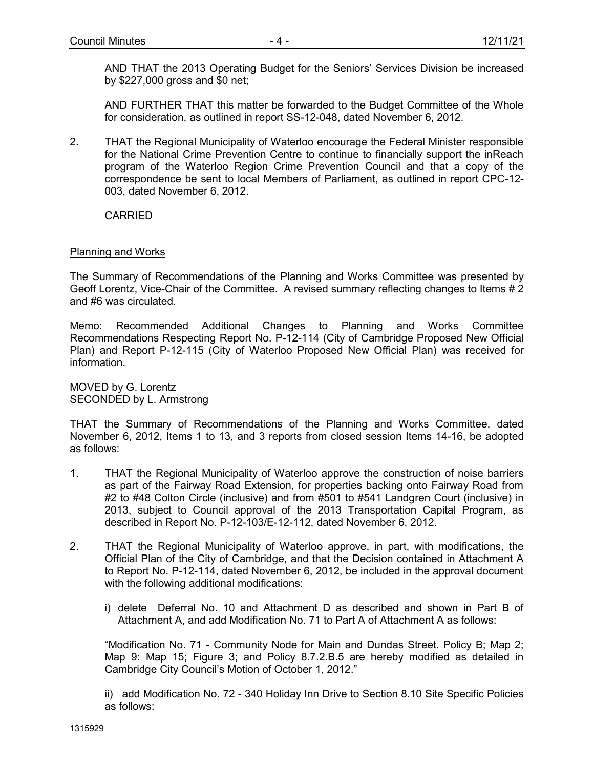AND THAT the 2013 Operating Budget for the Seniors' Services Division be increased by $227,000 gross and $0 net;

AND FURTHER THAT this matter be forwarded to the Budget Committee of the Whole for consideration, as outlined in report SS-12-048, dated November 6, 2012.

2. THAT the Regional Municipality of Waterloo encourage the Federal Minister responsible for the National Crime Prevention Centre to continue to financially support the inReach program of the Waterloo Region Crime Prevention Council and that a copy of the correspondence be sent to local Members of Parliament, as outlined in report CPC-12-003, dated November 6, 2012.

CARRIED

Planning and Works

The Summary of Recommendations of the Planning and Works Committee was presented by Geoff Lorentz, Vice-Chair of the Committee. A revised summary reflecting changes to Items # 2 and #6 was circulated.

Memo: Recommended Additional Changes to Planning and Works Committee Recommendations Respecting Report No. P-12-114 (City of Cambridge Proposed New Official Plan) and Report P-12-115 (City of Waterloo Proposed New Official Plan) was received for information.

MOVED by G. Lorentz
SECONDED by L. Armstrong

THAT the Summary of Recommendations of the Planning and Works Committee, dated November 6, 2012, Items 1 to 13, and 3 reports from closed session Items 14-16, be adopted as follows:

1. THAT the Regional Municipality of Waterloo approve the construction of noise barriers as part of the Fairway Road Extension, for properties backing onto Fairway Road from #2 to #48 Colton Circle (inclusive) and from #501 to #541 Landgren Court (inclusive) in 2013, subject to Council approval of the 2013 Transportation Capital Program, as described in Report No. P-12-103/E-12-112, dated November 6, 2012.

2. THAT the Regional Municipality of Waterloo approve, in part, with modifications, the Official Plan of the City of Cambridge, and that the Decision contained in Attachment A to Report No. P-12-114, dated November 6, 2012, be included in the approval document with the following additional modifications:

   i) delete Deferral No. 10 and Attachment D as described and shown in Part B of Attachment A, and add Modification No. 71 to Part A of Attachment A as follows:

   "Modification No. 71 - Community Node for Main and Dundas Street. Policy B; Map 2; Map 9: Map 15; Figure 3; and Policy 8.7.2.B.5 are hereby modified as detailed in Cambridge City Council's Motion of October 1, 2012."

   ii) add Modification No. 72 - 340 Holiday Inn Drive to Section 8.10 Site Specific Policies as follows: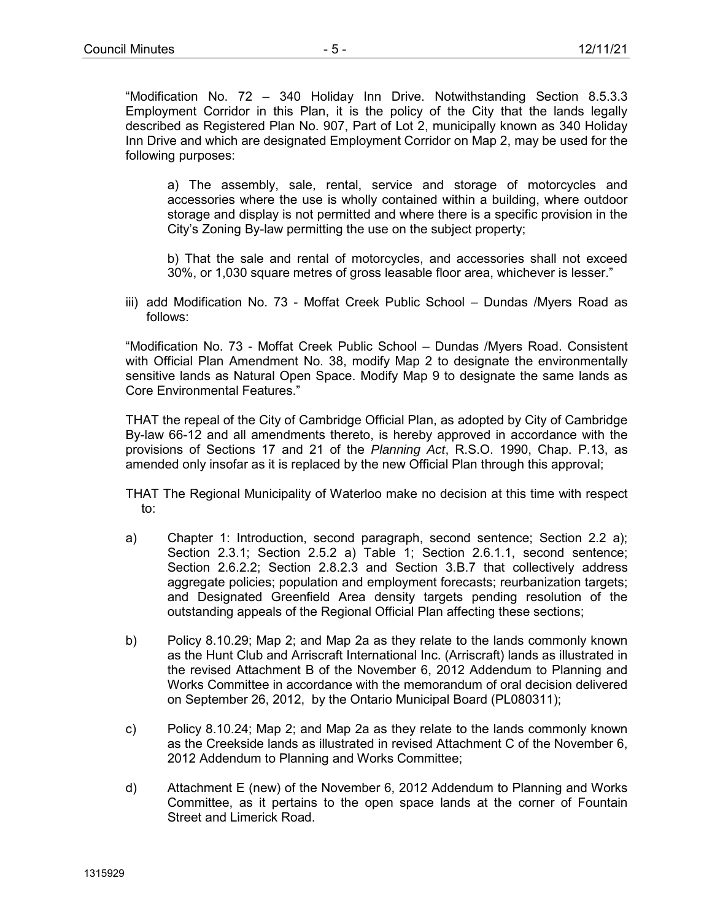"Modification No. 72 – 340 Holiday Inn Drive. Notwithstanding Section 8.5.3.3 Employment Corridor in this Plan, it is the policy of the City that the lands legally described as Registered Plan No. 907, Part of Lot 2, municipally known as 340 Holiday Inn Drive and which are designated Employment Corridor on Map 2, may be used for the following purposes:

> a) The assembly, sale, rental, service and storage of motorcycles and accessories where the use is wholly contained within a building, where outdoor storage and display is not permitted and where there is a specific provision in the City's Zoning By-law permitting the use on the subject property;
>
> b) That the sale and rental of motorcycles, and accessories shall not exceed 30%, or 1,030 square metres of gross leasable floor area, whichever is lesser."

iii) add Modification No. 73 - Moffat Creek Public School – Dundas /Myers Road as follows:

"Modification No. 73 - Moffat Creek Public School – Dundas /Myers Road. Consistent with Official Plan Amendment No. 38, modify Map 2 to designate the environmentally sensitive lands as Natural Open Space. Modify Map 9 to designate the same lands as Core Environmental Features."

THAT the repeal of the City of Cambridge Official Plan, as adopted by City of Cambridge By-law 66-12 and all amendments thereto, is hereby approved in accordance with the provisions of Sections 17 and 21 of the *Planning Act*, R.S.O. 1990, Chap. P.13, as amended only insofar as it is replaced by the new Official Plan through this approval;

THAT The Regional Municipality of Waterloo make no decision at this time with respect to:

a) Chapter 1: Introduction, second paragraph, second sentence; Section 2.2 a); Section 2.3.1; Section 2.5.2 a) Table 1; Section 2.6.1.1, second sentence; Section 2.6.2.2; Section 2.8.2.3 and Section 3.B.7 that collectively address aggregate policies; population and employment forecasts; reurbanization targets; and Designated Greenfield Area density targets pending resolution of the outstanding appeals of the Regional Official Plan affecting these sections;

b) Policy 8.10.29; Map 2; and Map 2a as they relate to the lands commonly known as the Hunt Club and Arriscraft International Inc. (Arriscraft) lands as illustrated in the revised Attachment B of the November 6, 2012 Addendum to Planning and Works Committee in accordance with the memorandum of oral decision delivered on September 26, 2012, by the Ontario Municipal Board (PL080311);

c) Policy 8.10.24; Map 2; and Map 2a as they relate to the lands commonly known as the Creekside lands as illustrated in revised Attachment C of the November 6, 2012 Addendum to Planning and Works Committee;

d) Attachment E (new) of the November 6, 2012 Addendum to Planning and Works Committee, as it pertains to the open space lands at the corner of Fountain Street and Limerick Road.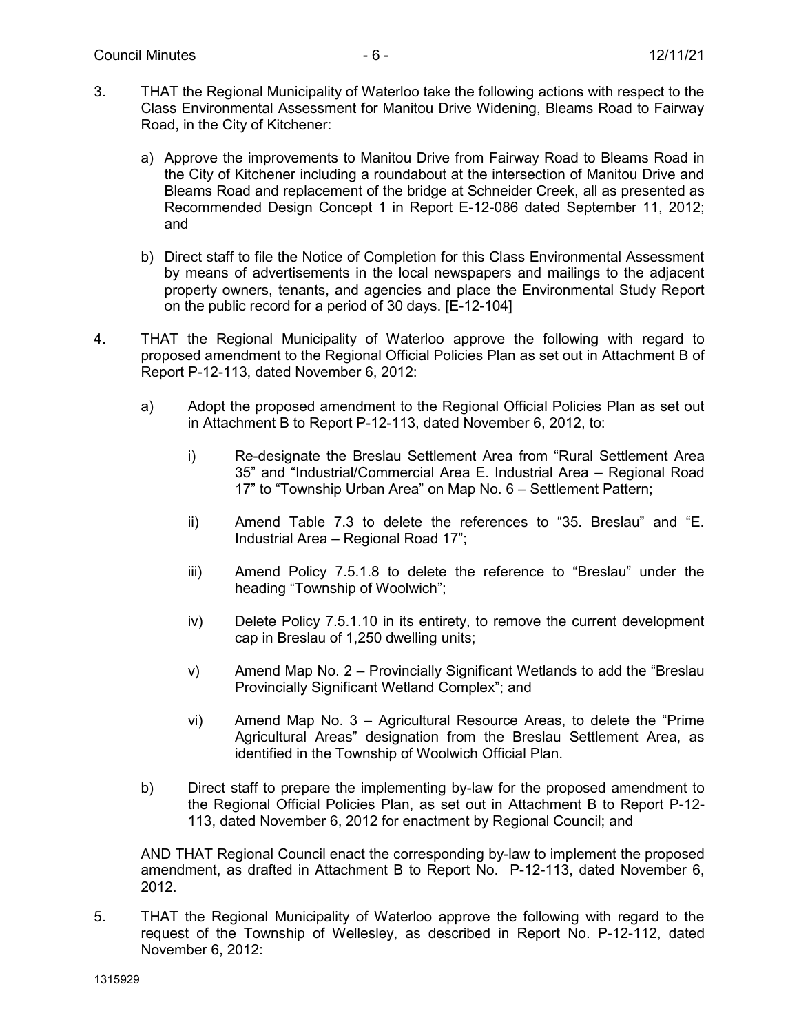3. THAT the Regional Municipality of Waterloo take the following actions with respect to the Class Environmental Assessment for Manitou Drive Widening, Bleams Road to Fairway Road, in the City of Kitchener:

   a) Approve the improvements to Manitou Drive from Fairway Road to Bleams Road in the City of Kitchener including a roundabout at the intersection of Manitou Drive and Bleams Road and replacement of the bridge at Schneider Creek, all as presented as Recommended Design Concept 1 in Report E-12-086 dated September 11, 2012; and

   b) Direct staff to file the Notice of Completion for this Class Environmental Assessment by means of advertisements in the local newspapers and mailings to the adjacent property owners, tenants, and agencies and place the Environmental Study Report on the public record for a period of 30 days. [E-12-104]

4. THAT the Regional Municipality of Waterloo approve the following with regard to proposed amendment to the Regional Official Policies Plan as set out in Attachment B of Report P-12-113, dated November 6, 2012:

   a) Adopt the proposed amendment to the Regional Official Policies Plan as set out in Attachment B to Report P-12-113, dated November 6, 2012, to:

      i) Re-designate the Breslau Settlement Area from "Rural Settlement Area 35" and "Industrial/Commercial Area E. Industrial Area – Regional Road 17" to "Township Urban Area" on Map No. 6 – Settlement Pattern;

      ii) Amend Table 7.3 to delete the references to "35. Breslau" and "E. Industrial Area – Regional Road 17";

      iii) Amend Policy 7.5.1.8 to delete the reference to "Breslau" under the heading "Township of Woolwich";

      iv) Delete Policy 7.5.1.10 in its entirety, to remove the current development cap in Breslau of 1,250 dwelling units;

      v) Amend Map No. 2 – Provincially Significant Wetlands to add the "Breslau Provincially Significant Wetland Complex"; and

      vi) Amend Map No. 3 – Agricultural Resource Areas, to delete the "Prime Agricultural Areas" designation from the Breslau Settlement Area, as identified in the Township of Woolwich Official Plan.

   b) Direct staff to prepare the implementing by-law for the proposed amendment to the Regional Official Policies Plan, as set out in Attachment B to Report P-12-113, dated November 6, 2012 for enactment by Regional Council; and

   AND THAT Regional Council enact the corresponding by-law to implement the proposed amendment, as drafted in Attachment B to Report No. P-12-113, dated November 6, 2012.

5. THAT the Regional Municipality of Waterloo approve the following with regard to the request of the Township of Wellesley, as described in Report No. P-12-112, dated November 6, 2012: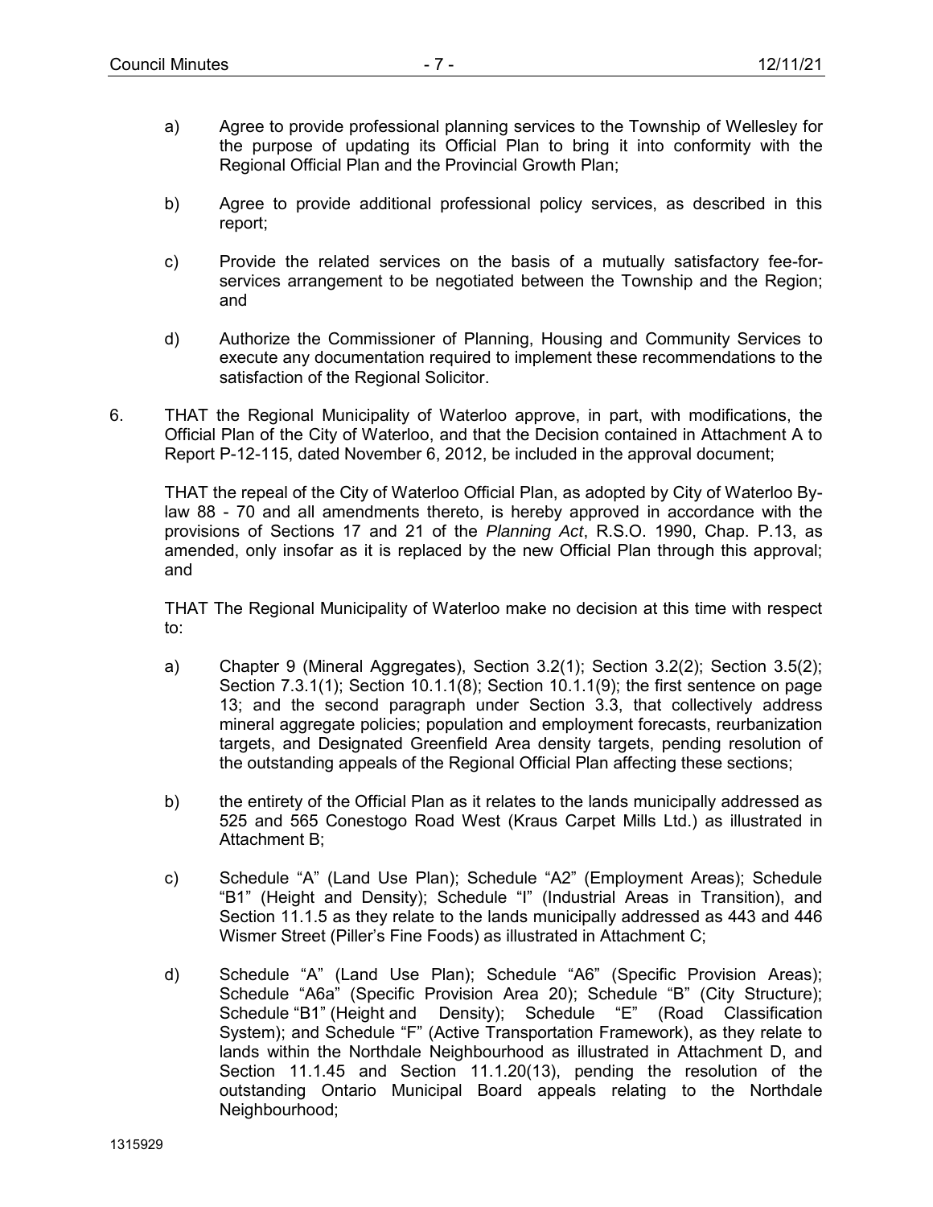a) Agree to provide professional planning services to the Township of Wellesley for the purpose of updating its Official Plan to bring it into conformity with the Regional Official Plan and the Provincial Growth Plan;

b) Agree to provide additional professional policy services, as described in this report;

c) Provide the related services on the basis of a mutually satisfactory fee-for-services arrangement to be negotiated between the Township and the Region; and

d) Authorize the Commissioner of Planning, Housing and Community Services to execute any documentation required to implement these recommendations to the satisfaction of the Regional Solicitor.

6. THAT the Regional Municipality of Waterloo approve, in part, with modifications, the Official Plan of the City of Waterloo, and that the Decision contained in Attachment A to Report P-12-115, dated November 6, 2012, be included in the approval document;

THAT the repeal of the City of Waterloo Official Plan, as adopted by City of Waterloo By-law 88 - 70 and all amendments thereto, is hereby approved in accordance with the provisions of Sections 17 and 21 of the *Planning Act*, R.S.O. 1990, Chap. P.13, as amended, only insofar as it is replaced by the new Official Plan through this approval; and

THAT The Regional Municipality of Waterloo make no decision at this time with respect to:

a) Chapter 9 (Mineral Aggregates), Section 3.2(1); Section 3.2(2); Section 3.5(2); Section 7.3.1(1); Section 10.1.1(8); Section 10.1.1(9); the first sentence on page 13; and the second paragraph under Section 3.3, that collectively address mineral aggregate policies; population and employment forecasts, reurbanization targets, and Designated Greenfield Area density targets, pending resolution of the outstanding appeals of the Regional Official Plan affecting these sections;

b) the entirety of the Official Plan as it relates to the lands municipally addressed as 525 and 565 Conestogo Road West (Kraus Carpet Mills Ltd.) as illustrated in Attachment B;

c) Schedule "A" (Land Use Plan); Schedule "A2" (Employment Areas); Schedule "B1" (Height and Density); Schedule "I" (Industrial Areas in Transition), and Section 11.1.5 as they relate to the lands municipally addressed as 443 and 446 Wismer Street (Piller's Fine Foods) as illustrated in Attachment C;

d) Schedule "A" (Land Use Plan); Schedule "A6" (Specific Provision Areas); Schedule "A6a" (Specific Provision Area 20); Schedule "B" (City Structure); Schedule "B1" (Height and Density); Schedule "E" (Road Classification System); and Schedule "F" (Active Transportation Framework), as they relate to lands within the Northdale Neighbourhood as illustrated in Attachment D, and Section 11.1.45 and Section 11.1.20(13), pending the resolution of the outstanding Ontario Municipal Board appeals relating to the Northdale Neighbourhood;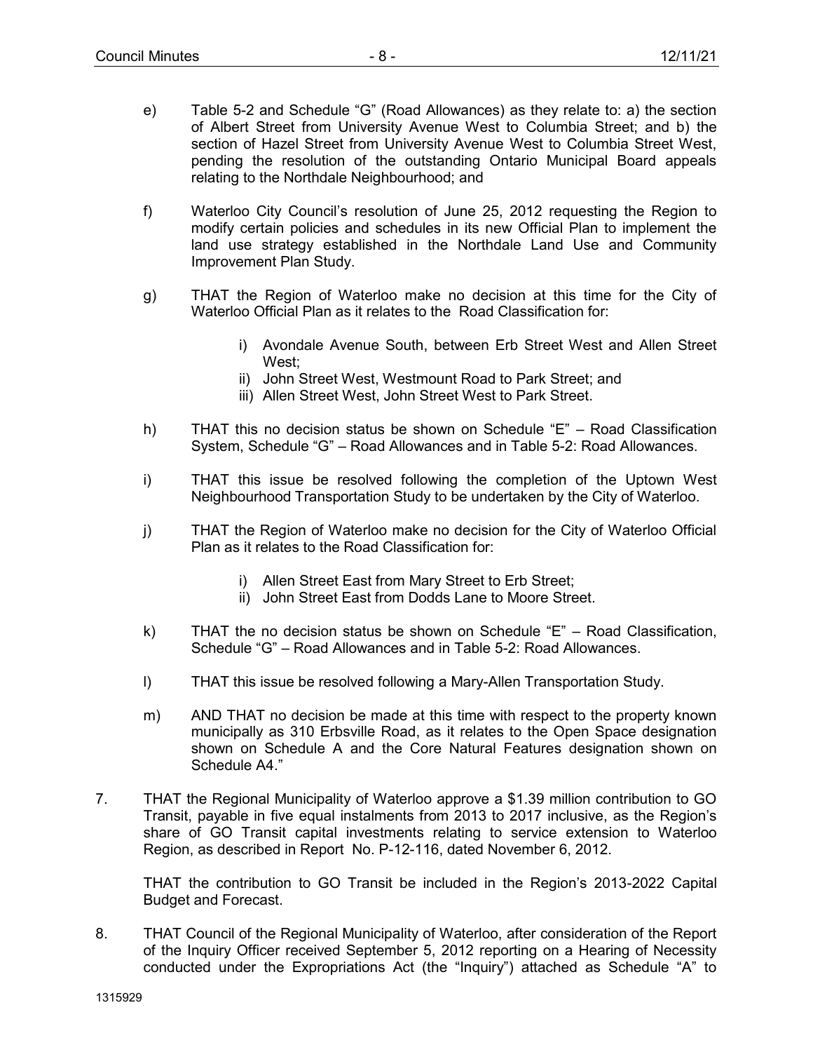e) Table 5-2 and Schedule "G" (Road Allowances) as they relate to: a) the section of Albert Street from University Avenue West to Columbia Street; and b) the section of Hazel Street from University Avenue West to Columbia Street West, pending the resolution of the outstanding Ontario Municipal Board appeals relating to the Northdale Neighbourhood; and

f) Waterloo City Council's resolution of June 25, 2012 requesting the Region to modify certain policies and schedules in its new Official Plan to implement the land use strategy established in the Northdale Land Use and Community Improvement Plan Study.

g) THAT the Region of Waterloo make no decision at this time for the City of Waterloo Official Plan as it relates to the Road Classification for:

   i) Avondale Avenue South, between Erb Street West and Allen Street West;
   ii) John Street West, Westmount Road to Park Street; and
   iii) Allen Street West, John Street West to Park Street.

h) THAT this no decision status be shown on Schedule "E" – Road Classification System, Schedule "G" – Road Allowances and in Table 5-2: Road Allowances.

i) THAT this issue be resolved following the completion of the Uptown West Neighbourhood Transportation Study to be undertaken by the City of Waterloo.

j) THAT the Region of Waterloo make no decision for the City of Waterloo Official Plan as it relates to the Road Classification for:

   i) Allen Street East from Mary Street to Erb Street;
   ii) John Street East from Dodds Lane to Moore Street.

k) THAT the no decision status be shown on Schedule "E" – Road Classification, Schedule "G" – Road Allowances and in Table 5-2: Road Allowances.

l) THAT this issue be resolved following a Mary-Allen Transportation Study.

m) AND THAT no decision be made at this time with respect to the property known municipally as 310 Erbsville Road, as it relates to the Open Space designation shown on Schedule A and the Core Natural Features designation shown on Schedule A4."

7. THAT the Regional Municipality of Waterloo approve a $1.39 million contribution to GO Transit, payable in five equal instalments from 2013 to 2017 inclusive, as the Region's share of GO Transit capital investments relating to service extension to Waterloo Region, as described in Report No. P-12-116, dated November 6, 2012.

   THAT the contribution to GO Transit be included in the Region's 2013-2022 Capital Budget and Forecast.

8. THAT Council of the Regional Municipality of Waterloo, after consideration of the Report of the Inquiry Officer received September 5, 2012 reporting on a Hearing of Necessity conducted under the Expropriations Act (the "Inquiry") attached as Schedule "A" to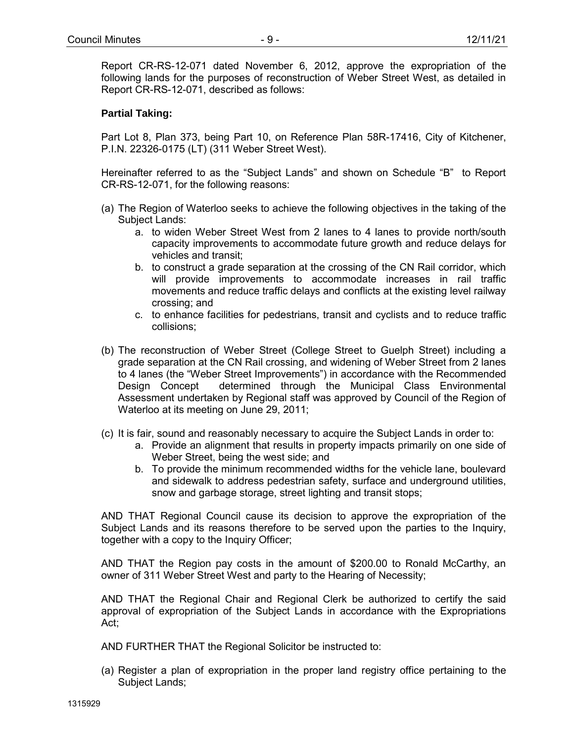Report CR-RS-12-071 dated November 6, 2012, approve the expropriation of the following lands for the purposes of reconstruction of Weber Street West, as detailed in Report CR-RS-12-071, described as follows:

**Partial Taking:**

Part Lot 8, Plan 373, being Part 10, on Reference Plan 58R-17416, City of Kitchener, P.I.N. 22326-0175 (LT) (311 Weber Street West).

Hereinafter referred to as the "Subject Lands" and shown on Schedule "B" to Report CR-RS-12-071, for the following reasons:

(a) The Region of Waterloo seeks to achieve the following objectives in the taking of the Subject Lands:
   a. to widen Weber Street West from 2 lanes to 4 lanes to provide north/south capacity improvements to accommodate future growth and reduce delays for vehicles and transit;
   b. to construct a grade separation at the crossing of the CN Rail corridor, which will provide improvements to accommodate increases in rail traffic movements and reduce traffic delays and conflicts at the existing level railway crossing; and
   c. to enhance facilities for pedestrians, transit and cyclists and to reduce traffic collisions;

(b) The reconstruction of Weber Street (College Street to Guelph Street) including a grade separation at the CN Rail crossing, and widening of Weber Street from 2 lanes to 4 lanes (the "Weber Street Improvements") in accordance with the Recommended Design Concept determined through the Municipal Class Environmental Assessment undertaken by Regional staff was approved by Council of the Region of Waterloo at its meeting on June 29, 2011;

(c) It is fair, sound and reasonably necessary to acquire the Subject Lands in order to:
   a. Provide an alignment that results in property impacts primarily on one side of Weber Street, being the west side; and
   b. To provide the minimum recommended widths for the vehicle lane, boulevard and sidewalk to address pedestrian safety, surface and underground utilities, snow and garbage storage, street lighting and transit stops;

AND THAT Regional Council cause its decision to approve the expropriation of the Subject Lands and its reasons therefore to be served upon the parties to the Inquiry, together with a copy to the Inquiry Officer;

AND THAT the Region pay costs in the amount of $200.00 to Ronald McCarthy, an owner of 311 Weber Street West and party to the Hearing of Necessity;

AND THAT the Regional Chair and Regional Clerk be authorized to certify the said approval of expropriation of the Subject Lands in accordance with the Expropriations Act;

AND FURTHER THAT the Regional Solicitor be instructed to:

(a) Register a plan of expropriation in the proper land registry office pertaining to the Subject Lands;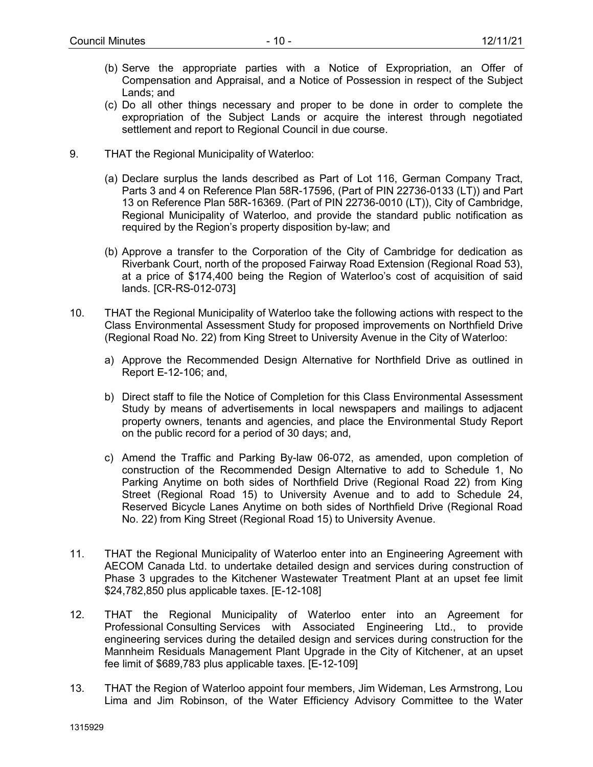(b) Serve the appropriate parties with a Notice of Expropriation, an Offer of Compensation and Appraisal, and a Notice of Possession in respect of the Subject Lands; and

(c) Do all other things necessary and proper to be done in order to complete the expropriation of the Subject Lands or acquire the interest through negotiated settlement and report to Regional Council in due course.

9. THAT the Regional Municipality of Waterloo:

   (a) Declare surplus the lands described as Part of Lot 116, German Company Tract, Parts 3 and 4 on Reference Plan 58R-17596, (Part of PIN 22736-0133 (LT)) and Part 13 on Reference Plan 58R-16369. (Part of PIN 22736-0010 (LT)), City of Cambridge, Regional Municipality of Waterloo, and provide the standard public notification as required by the Region's property disposition by-law; and

   (b) Approve a transfer to the Corporation of the City of Cambridge for dedication as Riverbank Court, north of the proposed Fairway Road Extension (Regional Road 53), at a price of $174,400 being the Region of Waterloo's cost of acquisition of said lands. [CR-RS-012-073]

10. THAT the Regional Municipality of Waterloo take the following actions with respect to the Class Environmental Assessment Study for proposed improvements on Northfield Drive (Regional Road No. 22) from King Street to University Avenue in the City of Waterloo:

   a) Approve the Recommended Design Alternative for Northfield Drive as outlined in Report E-12-106; and,

   b) Direct staff to file the Notice of Completion for this Class Environmental Assessment Study by means of advertisements in local newspapers and mailings to adjacent property owners, tenants and agencies, and place the Environmental Study Report on the public record for a period of 30 days; and,

   c) Amend the Traffic and Parking By-law 06-072, as amended, upon completion of construction of the Recommended Design Alternative to add to Schedule 1, No Parking Anytime on both sides of Northfield Drive (Regional Road 22) from King Street (Regional Road 15) to University Avenue and to add to Schedule 24, Reserved Bicycle Lanes Anytime on both sides of Northfield Drive (Regional Road No. 22) from King Street (Regional Road 15) to University Avenue.

11. THAT the Regional Municipality of Waterloo enter into an Engineering Agreement with AECOM Canada Ltd. to undertake detailed design and services during construction of Phase 3 upgrades to the Kitchener Wastewater Treatment Plant at an upset fee limit $24,782,850 plus applicable taxes. [E-12-108]

12. THAT the Regional Municipality of Waterloo enter into an Agreement for Professional Consulting Services with Associated Engineering Ltd., to provide engineering services during the detailed design and services during construction for the Mannheim Residuals Management Plant Upgrade in the City of Kitchener, at an upset fee limit of $689,783 plus applicable taxes. [E-12-109]

13. THAT the Region of Waterloo appoint four members, Jim Wideman, Les Armstrong, Lou Lima and Jim Robinson, of the Water Efficiency Advisory Committee to the Water

1315929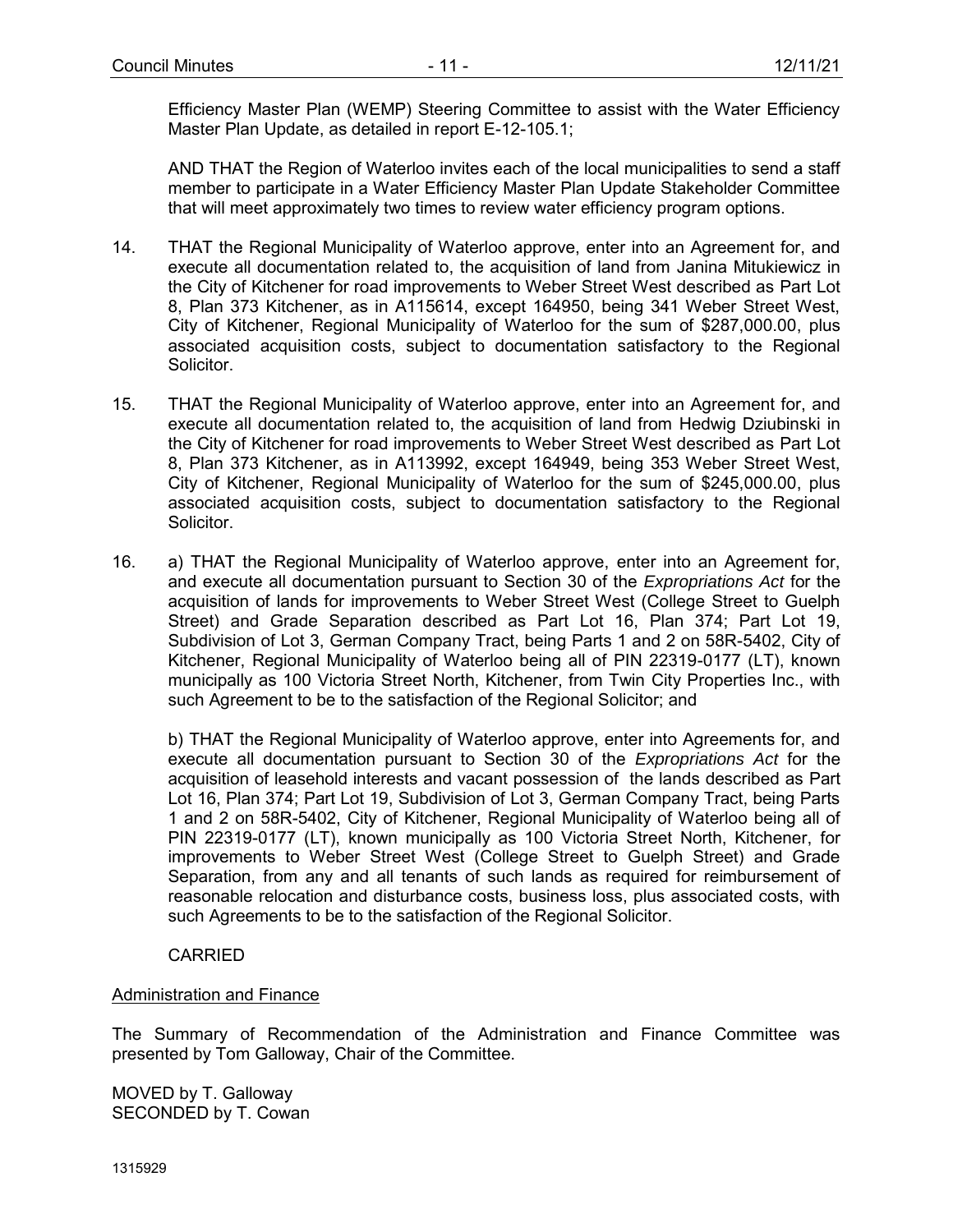Efficiency Master Plan (WEMP) Steering Committee to assist with the Water Efficiency Master Plan Update, as detailed in report E-12-105.1;

AND THAT the Region of Waterloo invites each of the local municipalities to send a staff member to participate in a Water Efficiency Master Plan Update Stakeholder Committee that will meet approximately two times to review water efficiency program options.

14. THAT the Regional Municipality of Waterloo approve, enter into an Agreement for, and execute all documentation related to, the acquisition of land from Janina Mitukiewicz in the City of Kitchener for road improvements to Weber Street West described as Part Lot 8, Plan 373 Kitchener, as in A115614, except 164950, being 341 Weber Street West, City of Kitchener, Regional Municipality of Waterloo for the sum of $287,000.00, plus associated acquisition costs, subject to documentation satisfactory to the Regional Solicitor.

15. THAT the Regional Municipality of Waterloo approve, enter into an Agreement for, and execute all documentation related to, the acquisition of land from Hedwig Dziubinski in the City of Kitchener for road improvements to Weber Street West described as Part Lot 8, Plan 373 Kitchener, as in A113992, except 164949, being 353 Weber Street West, City of Kitchener, Regional Municipality of Waterloo for the sum of $245,000.00, plus associated acquisition costs, subject to documentation satisfactory to the Regional Solicitor.

16. a) THAT the Regional Municipality of Waterloo approve, enter into an Agreement for, and execute all documentation pursuant to Section 30 of the *Expropriations Act* for the acquisition of lands for improvements to Weber Street West (College Street to Guelph Street) and Grade Separation described as Part Lot 16, Plan 374; Part Lot 19, Subdivision of Lot 3, German Company Tract, being Parts 1 and 2 on 58R-5402, City of Kitchener, Regional Municipality of Waterloo being all of PIN 22319-0177 (LT), known municipally as 100 Victoria Street North, Kitchener, from Twin City Properties Inc., with such Agreement to be to the satisfaction of the Regional Solicitor; and

    b) THAT the Regional Municipality of Waterloo approve, enter into Agreements for, and execute all documentation pursuant to Section 30 of the *Expropriations Act* for the acquisition of leasehold interests and vacant possession of the lands described as Part Lot 16, Plan 374; Part Lot 19, Subdivision of Lot 3, German Company Tract, being Parts 1 and 2 on 58R-5402, City of Kitchener, Regional Municipality of Waterloo being all of PIN 22319-0177 (LT), known municipally as 100 Victoria Street North, Kitchener, for improvements to Weber Street West (College Street to Guelph Street) and Grade Separation, from any and all tenants of such lands as required for reimbursement of reasonable relocation and disturbance costs, business loss, plus associated costs, with such Agreements to be to the satisfaction of the Regional Solicitor.

CARRIED

Administration and Finance

The Summary of Recommendation of the Administration and Finance Committee was presented by Tom Galloway, Chair of the Committee.

MOVED by T. Galloway
SECONDED by T. Cowan

1315929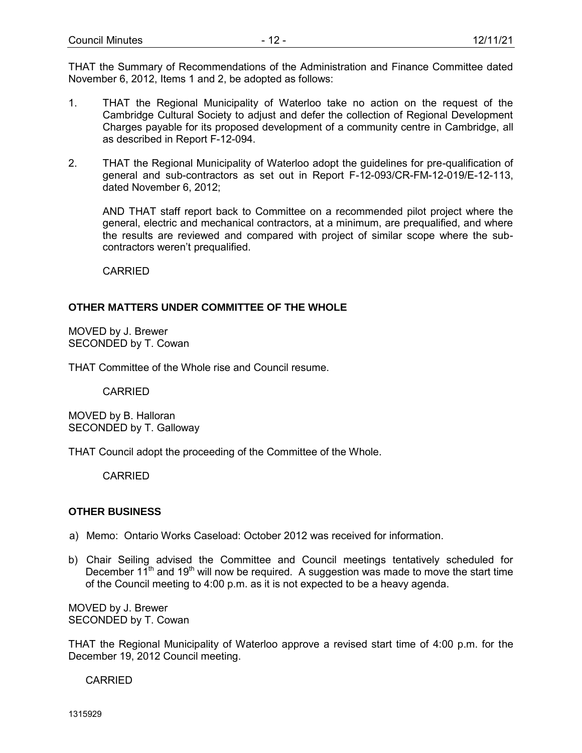THAT the Summary of Recommendations of the Administration and Finance Committee dated November 6, 2012, Items 1 and 2, be adopted as follows:

1. THAT the Regional Municipality of Waterloo take no action on the request of the Cambridge Cultural Society to adjust and defer the collection of Regional Development Charges payable for its proposed development of a community centre in Cambridge, all as described in Report F-12-094.

2. THAT the Regional Municipality of Waterloo adopt the guidelines for pre-qualification of general and sub-contractors as set out in Report F-12-093/CR-FM-12-019/E-12-113, dated November 6, 2012;

   AND THAT staff report back to Committee on a recommended pilot project where the general, electric and mechanical contractors, at a minimum, are prequalified, and where the results are reviewed and compared with project of similar scope where the sub-contractors weren't prequalified.

   CARRIED

**OTHER MATTERS UNDER COMMITTEE OF THE WHOLE**

MOVED by J. Brewer
SECONDED by T. Cowan

THAT Committee of the Whole rise and Council resume.

CARRIED

MOVED by B. Halloran
SECONDED by T. Galloway

THAT Council adopt the proceeding of the Committee of the Whole.

CARRIED

**OTHER BUSINESS**

a) Memo: Ontario Works Caseload: October 2012 was received for information.

b) Chair Seiling advised the Committee and Council meetings tentatively scheduled for December 11th and 19th will now be required. A suggestion was made to move the start time of the Council meeting to 4:00 p.m. as it is not expected to be a heavy agenda.

MOVED by J. Brewer
SECONDED by T. Cowan

THAT the Regional Municipality of Waterloo approve a revised start time of 4:00 p.m. for the December 19, 2012 Council meeting.

CARRIED

1315929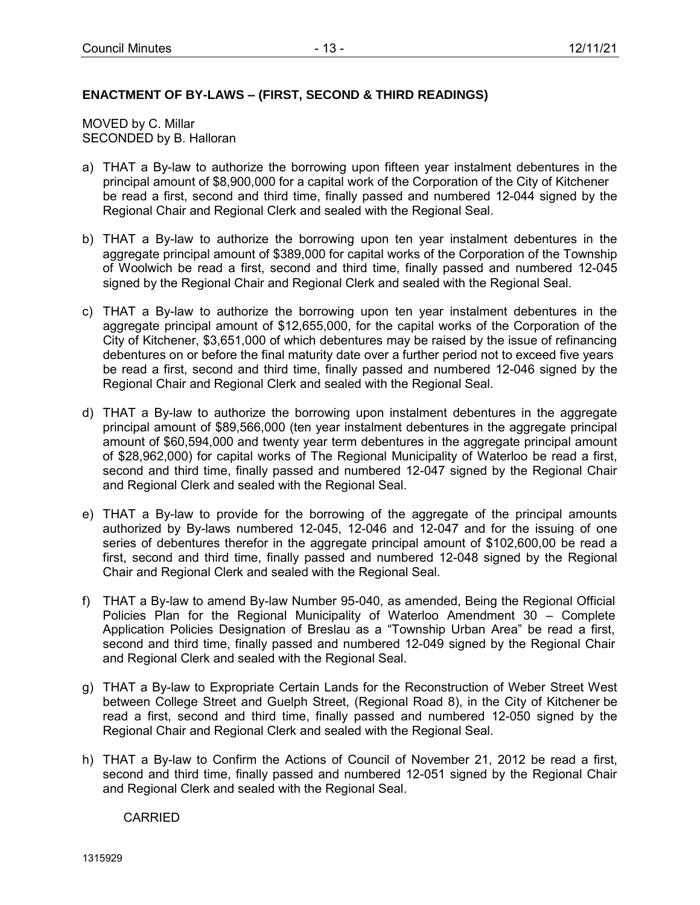## ENACTMENT OF BY-LAWS – (FIRST, SECOND & THIRD READINGS)

MOVED by C. Millar
SECONDED by B. Halloran

a) THAT a By-law to authorize the borrowing upon fifteen year instalment debentures in the principal amount of $8,900,000 for a capital work of the Corporation of the City of Kitchener be read a first, second and third time, finally passed and numbered 12-044 signed by the Regional Chair and Regional Clerk and sealed with the Regional Seal.

b) THAT a By-law to authorize the borrowing upon ten year instalment debentures in the aggregate principal amount of $389,000 for capital works of the Corporation of the Township of Woolwich be read a first, second and third time, finally passed and numbered 12-045 signed by the Regional Chair and Regional Clerk and sealed with the Regional Seal.

c) THAT a By-law to authorize the borrowing upon ten year instalment debentures in the aggregate principal amount of $12,655,000, for the capital works of the Corporation of the City of Kitchener, $3,651,000 of which debentures may be raised by the issue of refinancing debentures on or before the final maturity date over a further period not to exceed five years be read a first, second and third time, finally passed and numbered 12-046 signed by the Regional Chair and Regional Clerk and sealed with the Regional Seal.

d) THAT a By-law to authorize the borrowing upon instalment debentures in the aggregate principal amount of $89,566,000 (ten year instalment debentures in the aggregate principal amount of $60,594,000 and twenty year term debentures in the aggregate principal amount of $28,962,000) for capital works of The Regional Municipality of Waterloo be read a first, second and third time, finally passed and numbered 12-047 signed by the Regional Chair and Regional Clerk and sealed with the Regional Seal.

e) THAT a By-law to provide for the borrowing of the aggregate of the principal amounts authorized by By-laws numbered 12-045, 12-046 and 12-047 and for the issuing of one series of debentures therefor in the aggregate principal amount of $102,600,00 be read a first, second and third time, finally passed and numbered 12-048 signed by the Regional Chair and Regional Clerk and sealed with the Regional Seal.

f) THAT a By-law to amend By-law Number 95-040, as amended, Being the Regional Official Policies Plan for the Regional Municipality of Waterloo Amendment 30 – Complete Application Policies Designation of Breslau as a "Township Urban Area" be read a first, second and third time, finally passed and numbered 12-049 signed by the Regional Chair and Regional Clerk and sealed with the Regional Seal.

g) THAT a By-law to Expropriate Certain Lands for the Reconstruction of Weber Street West between College Street and Guelph Street, (Regional Road 8), in the City of Kitchener be read a first, second and third time, finally passed and numbered 12-050 signed by the Regional Chair and Regional Clerk and sealed with the Regional Seal.

h) THAT a By-law to Confirm the Actions of Council of November 21, 2012 be read a first, second and third time, finally passed and numbered 12-051 signed by the Regional Chair and Regional Clerk and sealed with the Regional Seal.

CARRIED

1315929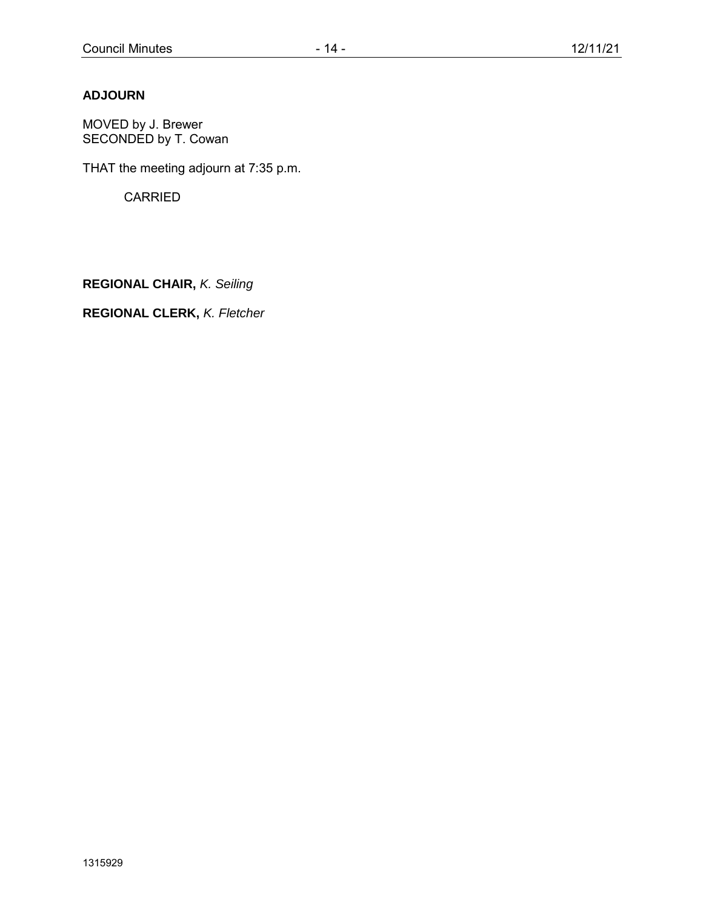**ADJOURN**

MOVED by J. Brewer
SECONDED by T. Cowan

THAT the meeting adjourn at 7:35 p.m.

CARRIED

**REGIONAL CHAIR,** *K. Seiling*

**REGIONAL CLERK,** *K. Fletcher*

1315929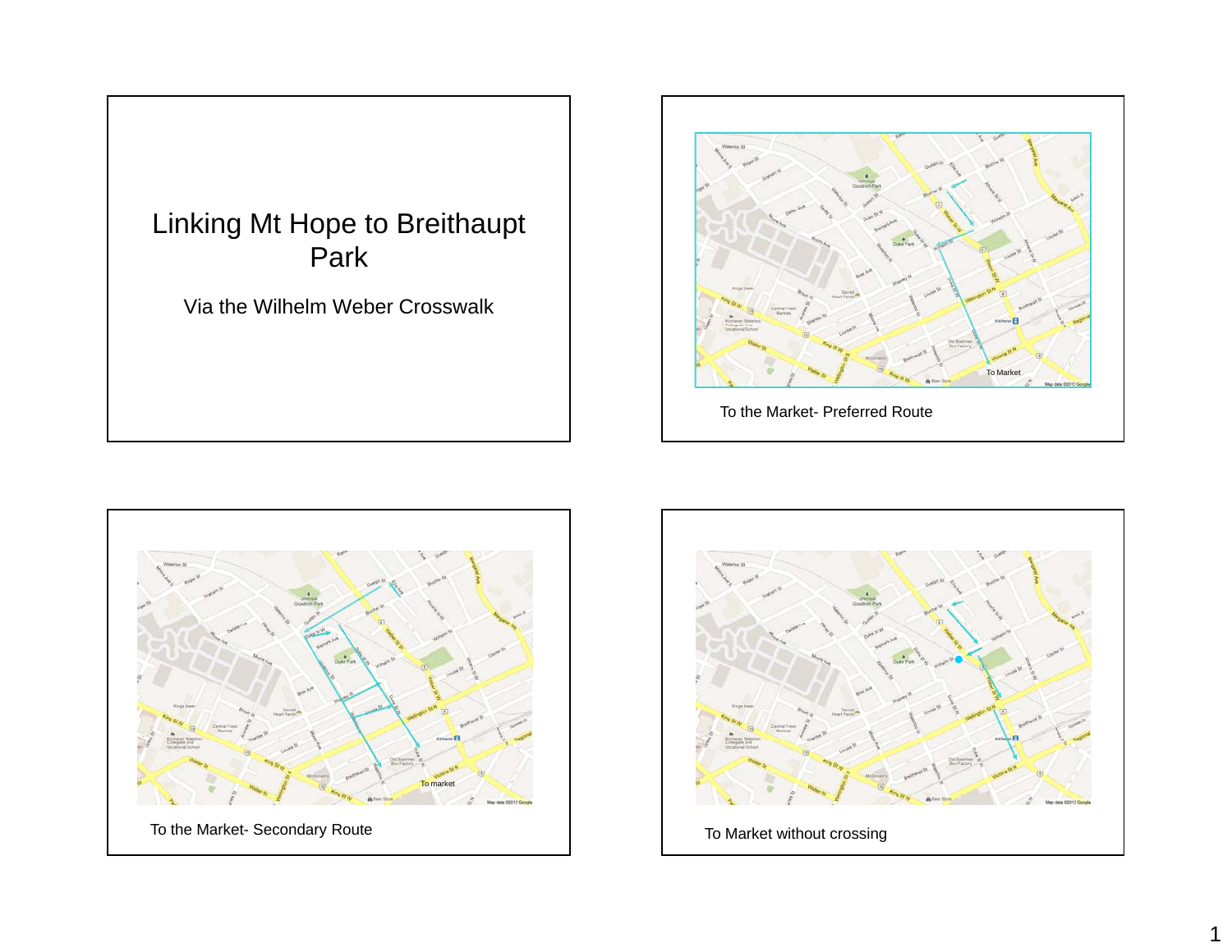# Linking Mt Hope to Breithaupt Park

Via the Wilhelm Weber Crosswalk

To the Market- Preferred Route

To the Market- Secondary Route

To Market without crossing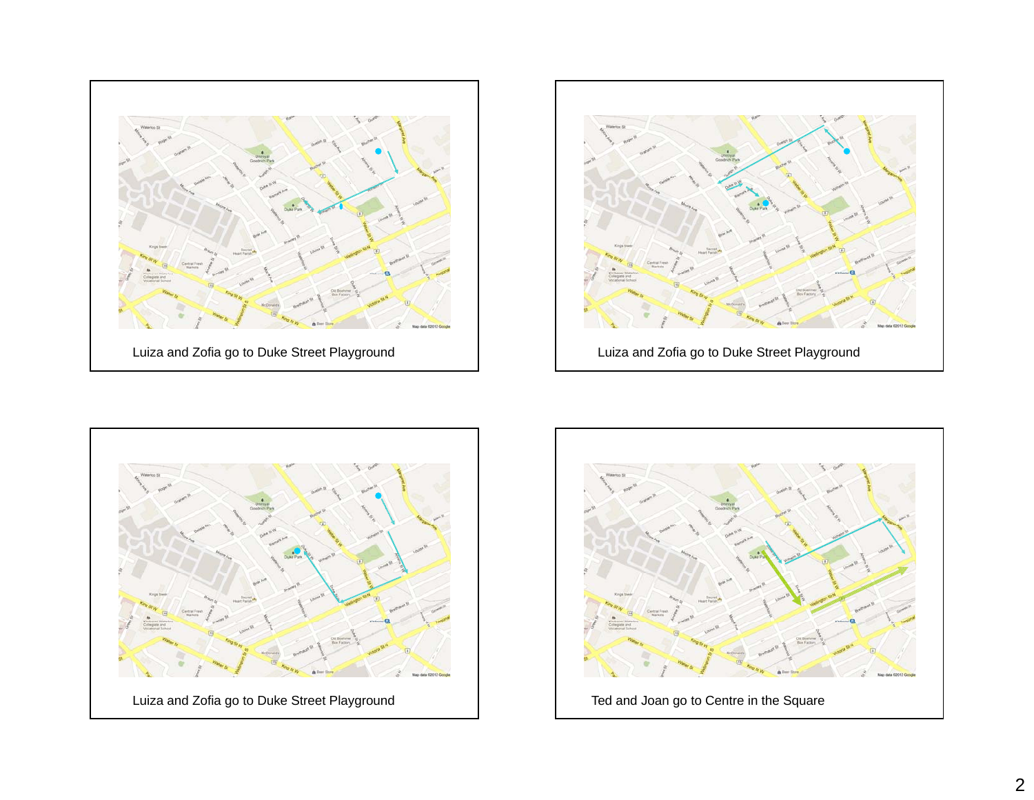Luiza and Zofia go to Duke Street Playground

Luiza and Zofia go to Duke Street Playground

Luiza and Zofia go to Duke Street Playground

Ted and Joan go to Centre in the Square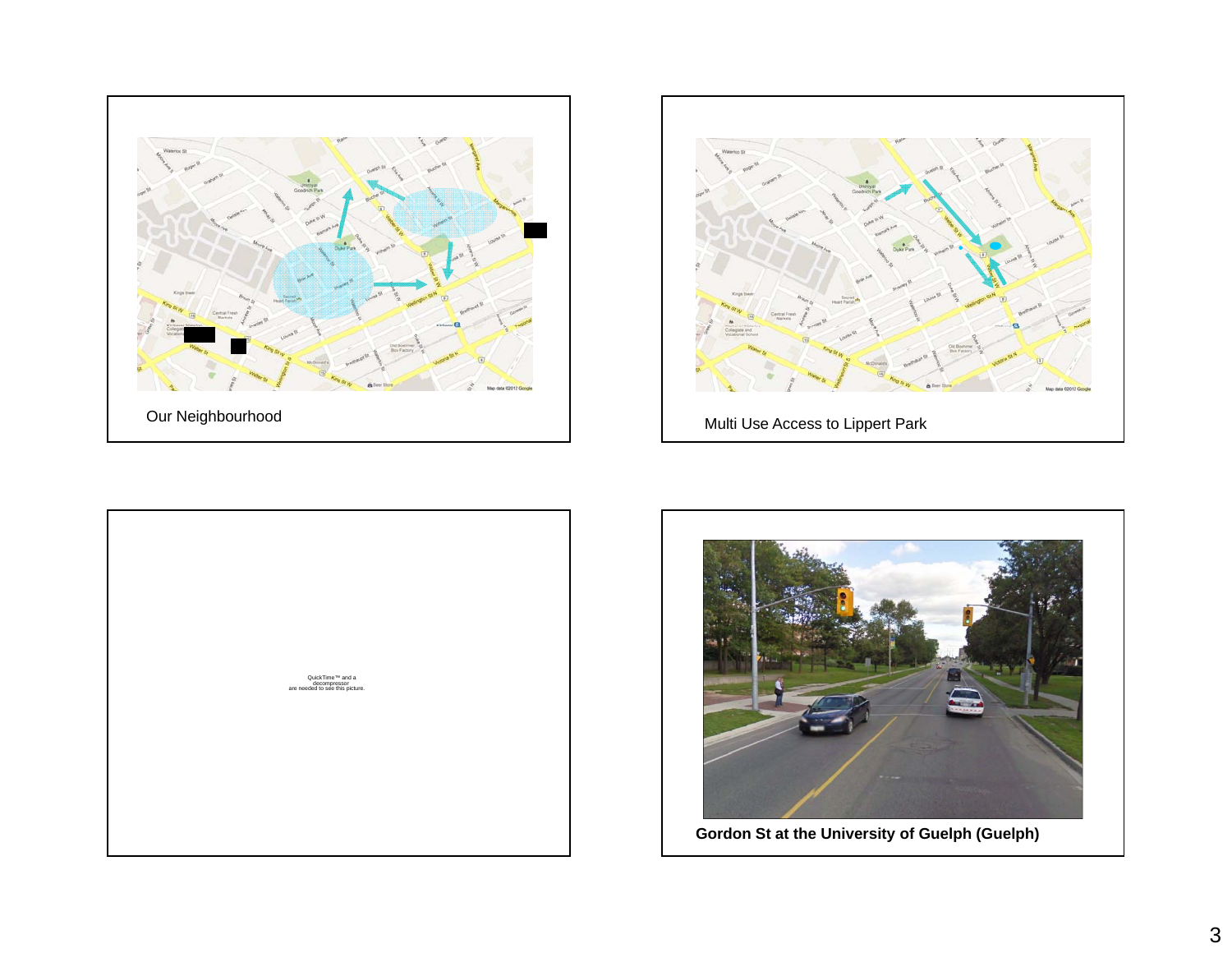Our Neighbourhood

Multi Use Access to Lippert Park

QuickTime™ and a decompressor are needed to see this picture.

**Gordon St at the University of Guelph (Guelph)**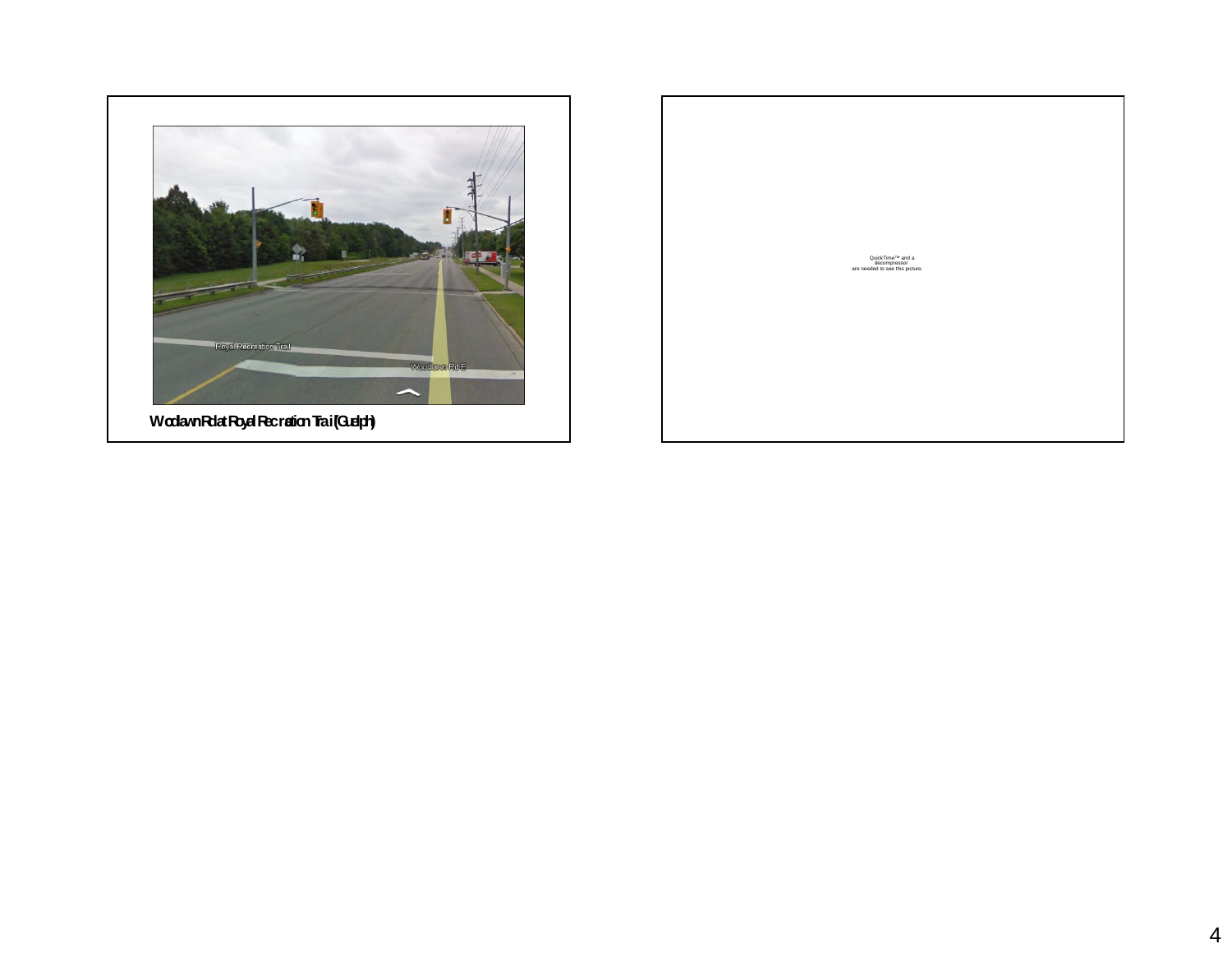Woodlawn Rd at Royal Recreation Trail (Guelph)

QuickTime™ and a decompressor are needed to see this picture.